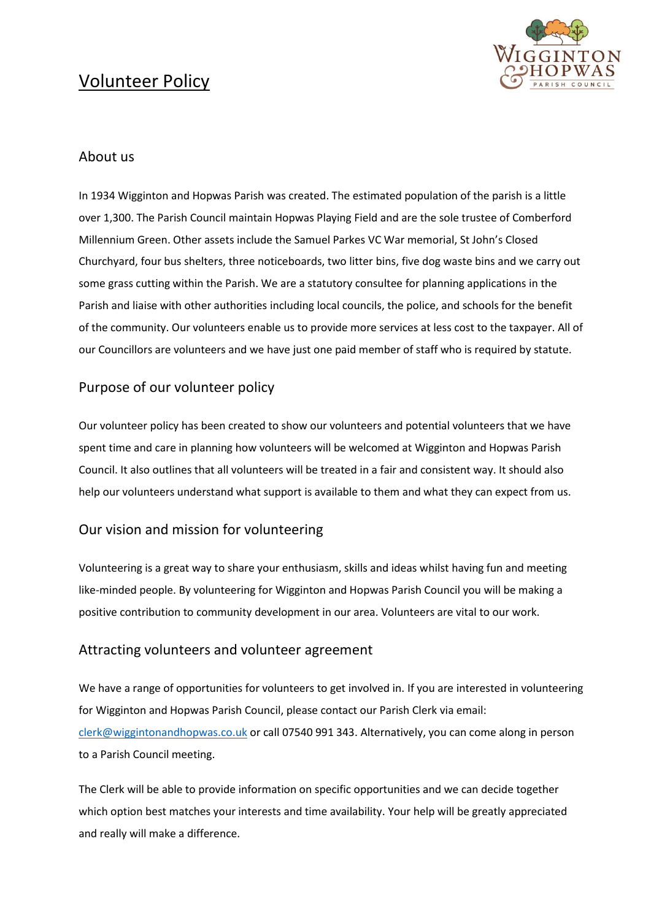# Volunteer Policy

## About us

In 1934 Wigginton and Hopwas Parish was created. The estimated population of the parish is a little over 1,300. The Parish Council maintain Hopwas Playing Field and are the sole trustee of Comberford Millennium Green. Other assets include the Samuel Parkes VC War memorial, St John's Closed Churchyard, four bus shelters, three noticeboards, two litter bins, five dog waste bins and we carry out some grass cutting within the Parish. We are a statutory consultee for planning applications in the Parish and liaise with other authorities including local councils, the police, and schools for the benefit of the community. Our volunteers enable us to provide more services at less cost to the taxpayer. All of our Councillors are volunteers and we have just one paid member of staff who is required by statute.

## Purpose of our volunteer policy

Our volunteer policy has been created to show our volunteers and potential volunteers that we have spent time and care in planning how volunteers will be welcomed at Wigginton and Hopwas Parish Council. It also outlines that all volunteers will be treated in a fair and consistent way. It should also help our volunteers understand what support is available to them and what they can expect from us.

## Our vision and mission for volunteering

Volunteering is a great way to share your enthusiasm, skills and ideas whilst having fun and meeting like-minded people. By volunteering for Wigginton and Hopwas Parish Council you will be making a positive contribution to community development in our area. Volunteers are vital to our work.

## Attracting volunteers and volunteer agreement

We have a range of opportunities for volunteers to get involved in. If you are interested in volunteering for Wigginton and Hopwas Parish Council, please contact our Parish Clerk via email: clerk@wiggintonandhopwas.co.uk or call 07540 991 343. Alternatively, you can come along in person to a Parish Council meeting.

The Clerk will be able to provide information on specific opportunities and we can decide together which option best matches your interests and time availability. Your help will be greatly appreciated and really will make a difference.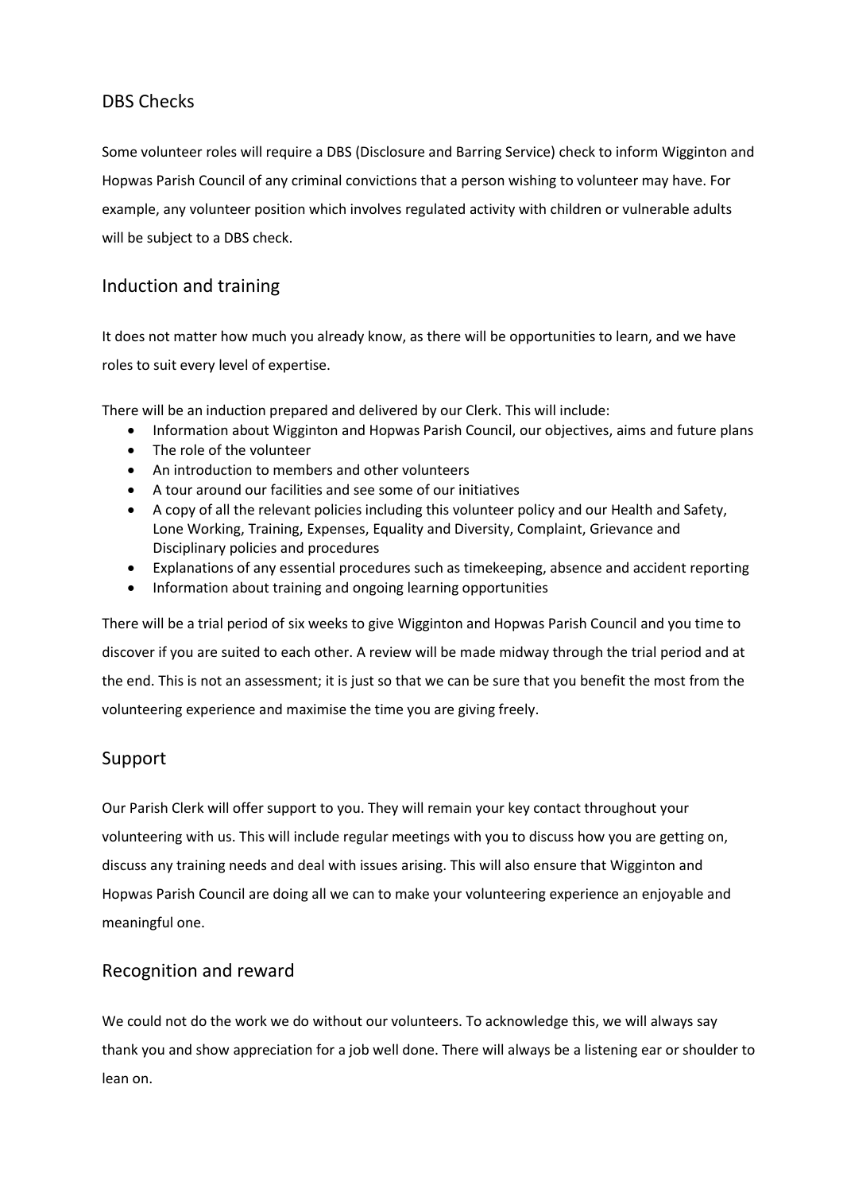## DBS Checks

Some volunteer roles will require a DBS (Disclosure and Barring Service) check to inform Wigginton and Hopwas Parish Council of any criminal convictions that a person wishing to volunteer may have. For example, any volunteer position which involves regulated activity with children or vulnerable adults will be subject to a DBS check.

## Induction and training

It does not matter how much you already know, as there will be opportunities to learn, and we have roles to suit every level of expertise.

There will be an induction prepared and delivered by our Clerk. This will include:

- Information about Wigginton and Hopwas Parish Council, our objectives, aims and future plans
- The role of the volunteer
- An introduction to members and other volunteers
- A tour around our facilities and see some of our initiatives
- A copy of all the relevant policies including this volunteer policy and our Health and Safety, Lone Working, Training, Expenses, Equality and Diversity, Complaint, Grievance and Disciplinary policies and procedures
- Explanations of any essential procedures such as timekeeping, absence and accident reporting
- Information about training and ongoing learning opportunities

There will be a trial period of six weeks to give Wigginton and Hopwas Parish Council and you time to discover if you are suited to each other. A review will be made midway through the trial period and at the end. This is not an assessment; it is just so that we can be sure that you benefit the most from the volunteering experience and maximise the time you are giving freely.

## Support

Our Parish Clerk will offer support to you. They will remain your key contact throughout your volunteering with us. This will include regular meetings with you to discuss how you are getting on, discuss any training needs and deal with issues arising. This will also ensure that Wigginton and Hopwas Parish Council are doing all we can to make your volunteering experience an enjoyable and meaningful one.

## Recognition and reward

We could not do the work we do without our volunteers. To acknowledge this, we will always say thank you and show appreciation for a job well done. There will always be a listening ear or shoulder to lean on.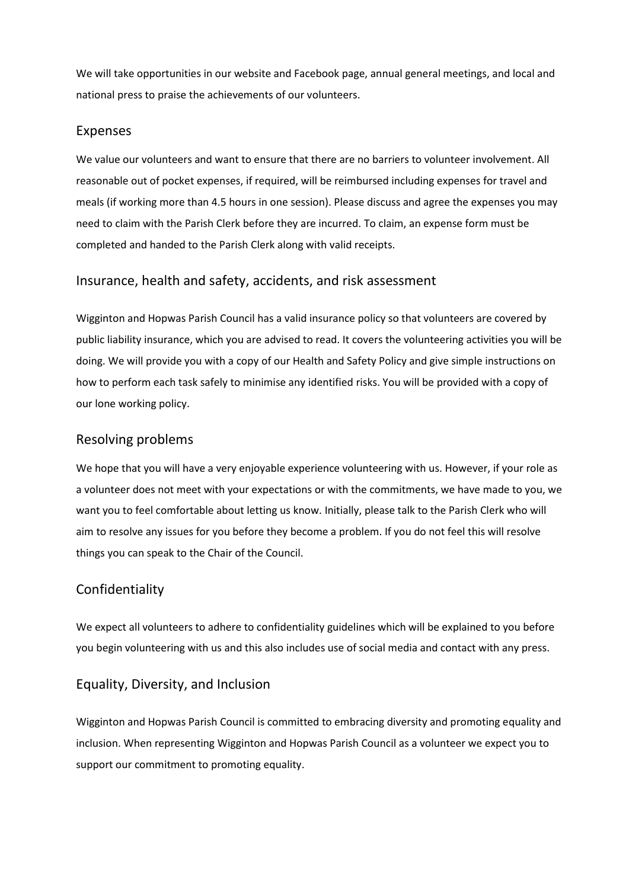We will take opportunities in our website and Facebook page, annual general meetings, and local and national press to praise the achievements of our volunteers.

## Expenses

We value our volunteers and want to ensure that there are no barriers to volunteer involvement. All reasonable out of pocket expenses, if required, will be reimbursed including expenses for travel and meals (if working more than 4.5 hours in one session). Please discuss and agree the expenses you may need to claim with the Parish Clerk before they are incurred. To claim, an expense form must be completed and handed to the Parish Clerk along with valid receipts.

## Insurance, health and safety, accidents, and risk assessment

Wigginton and Hopwas Parish Council has a valid insurance policy so that volunteers are covered by public liability insurance, which you are advised to read. It covers the volunteering activities you will be doing. We will provide you with a copy of our Health and Safety Policy and give simple instructions on how to perform each task safely to minimise any identified risks. You will be provided with a copy of our lone working policy.

## Resolving problems

We hope that you will have a very enjoyable experience volunteering with us. However, if your role as a volunteer does not meet with your expectations or with the commitments, we have made to you, we want you to feel comfortable about letting us know. Initially, please talk to the Parish Clerk who will aim to resolve any issues for you before they become a problem. If you do not feel this will resolve things you can speak to the Chair of the Council.

## Confidentiality

We expect all volunteers to adhere to confidentiality guidelines which will be explained to you before you begin volunteering with us and this also includes use of social media and contact with any press.

## Equality, Diversity, and Inclusion

Wigginton and Hopwas Parish Council is committed to embracing diversity and promoting equality and inclusion. When representing Wigginton and Hopwas Parish Council as a volunteer we expect you to support our commitment to promoting equality.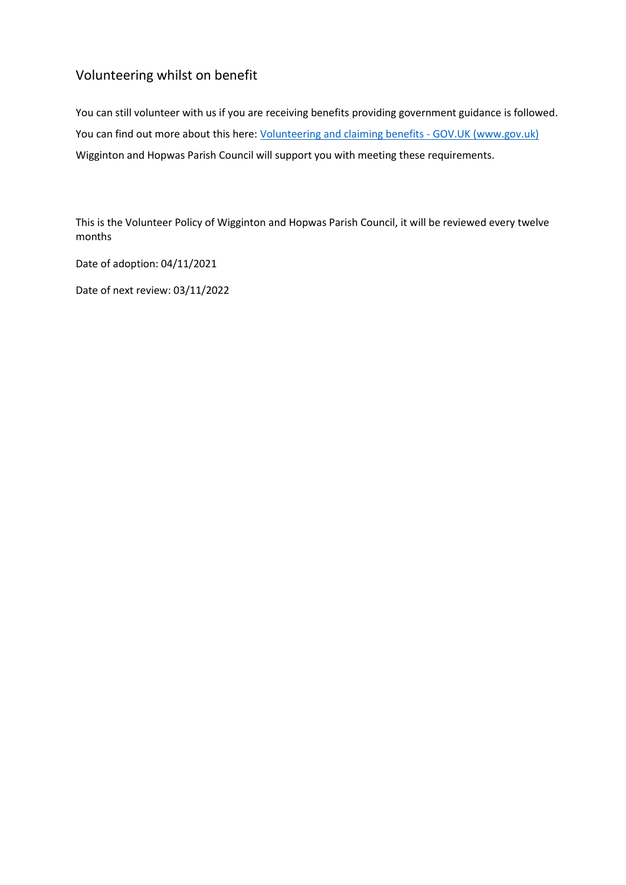## Volunteering whilst on benefit

You can still volunteer with us if you are receiving benefits providing government guidance is followed.

You can find out more about this here: [Volunteering and claiming benefits - GOV.UK (www.gov.uk)]

Wigginton and Hopwas Parish Council will support you with meeting these requirements.

This is the Volunteer Policy of Wigginton and Hopwas Parish Council, it will be reviewed every twelve months

Date of adoption: 04/11/2021

Date of next review: 03/11/2022